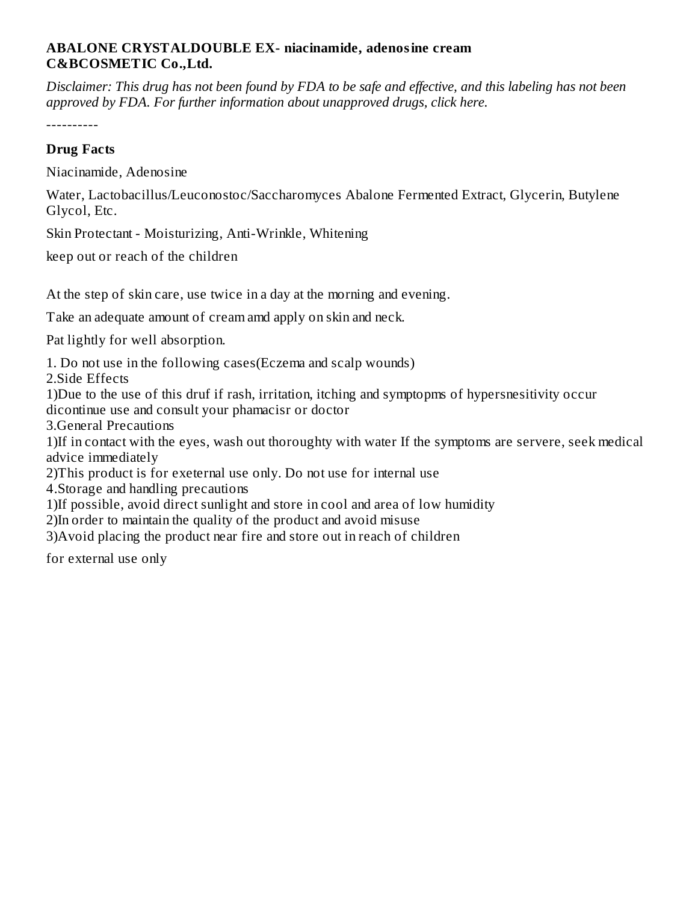**ABALONE CRYSTALDOUBLE EX- niacinamide, adenosine cream**
**C&BCOSMETIC Co.,Ltd.**

*Disclaimer: This drug has not been found by FDA to be safe and effective, and this labeling has not been approved by FDA. For further information about unapproved drugs, click here.*

----------

## Drug Facts

Niacinamide, Adenosine

Water, Lactobacillus/Leuconostoc/Saccharomyces Abalone Fermented Extract, Glycerin, Butylene Glycol, Etc.

Skin Protectant - Moisturizing, Anti-Wrinkle, Whitening

keep out or reach of the children

At the step of skin care, use twice in a day at the morning and evening.

Take an adequate amount of cream amd apply on skin and neck.

Pat lightly for well absorption.

1. Do not use in the following cases(Eczema and scalp wounds)
2.Side Effects
1)Due to the use of this druf if rash, irritation, itching and symptopms of hypersnesitivity occur dicontinue use and consult your phamacisr or doctor
3.General Precautions
1)If in contact with the eyes, wash out thoroughty with water If the symptoms are servere, seek medical advice immediately
2)This product is for exeternal use only. Do not use for internal use
4.Storage and handling precautions
1)If possible, avoid direct sunlight and store in cool and area of low humidity
2)In order to maintain the quality of the product and avoid misuse
3)Avoid placing the product near fire and store out in reach of children

for external use only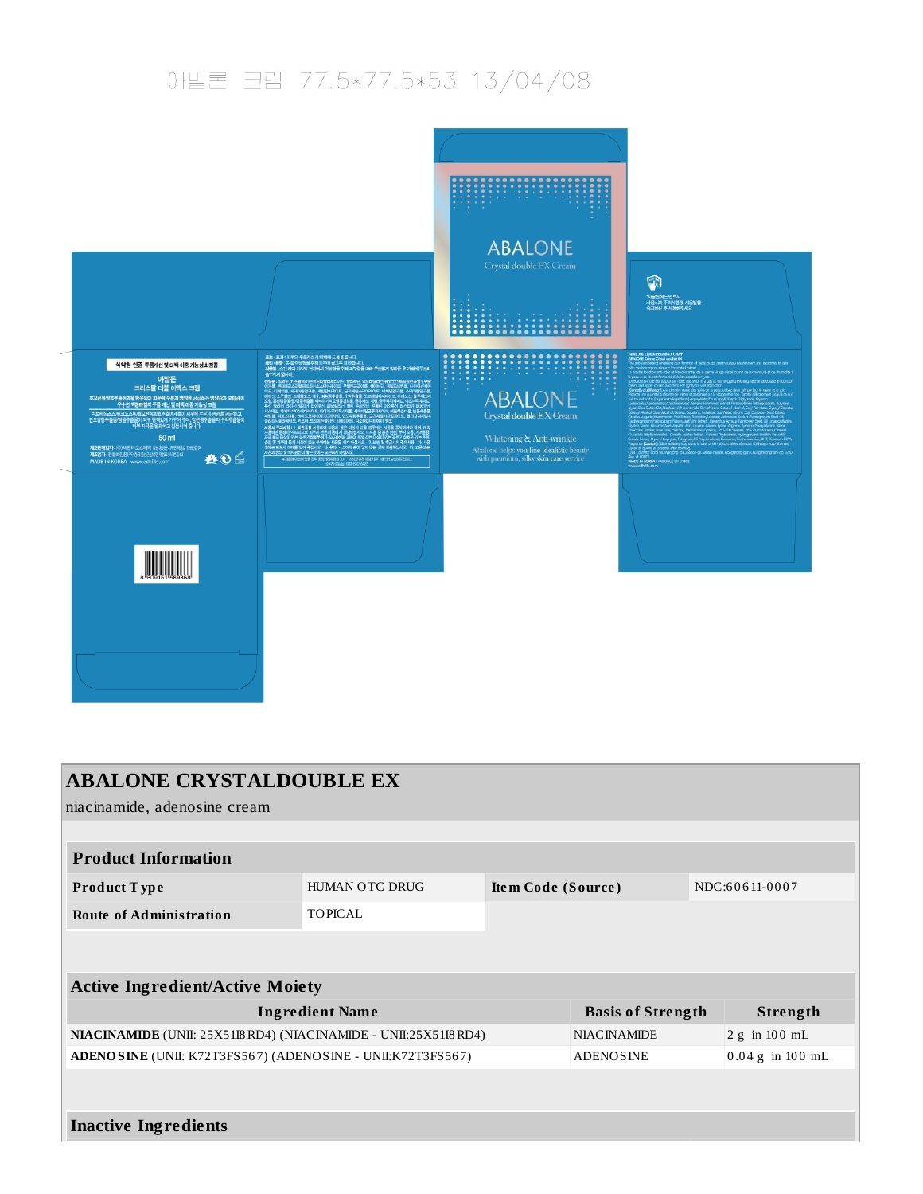아발론 크림 77.5*77.5*53 13/04/08

ABALONE

Crystal double EX Cream

Whitening & Anti-wrinkle

Abalone helps you fine idealistic beauty with premium, silky skin care service

식약청 인증 주름개선 및 미백 이중 기능성 화장품

아발론

크리스탈 더블 이엑스 크림

50 ml

MADE IN KOREA

# ABALONE CRYSTALDOUBLE EX

niacinamide, adenosine cream

## Product Information

| | | | |
|---|---|---|---|
| **Product Type** | HUMAN OTC DRUG | **Item Code (Source)** | NDC:60611-0007 |
| **Route of Administration** | TOPICAL | | |

## Active Ingredient/Active Moiety

| Ingredient Name | Basis of Strength | Strength |
|---|---|---|
| **NIACINAMIDE** (UNII: 25X51I8RD4) (NIACINAMIDE - UNII:25X51I8RD4) | NIACINAMIDE | 2 g in 100 mL |
| **ADENOSINE** (UNII: K72T3FS567) (ADENOSINE - UNII:K72T3FS567) | ADENOSINE | 0.04 g in 100 mL |

## Inactive Ingredients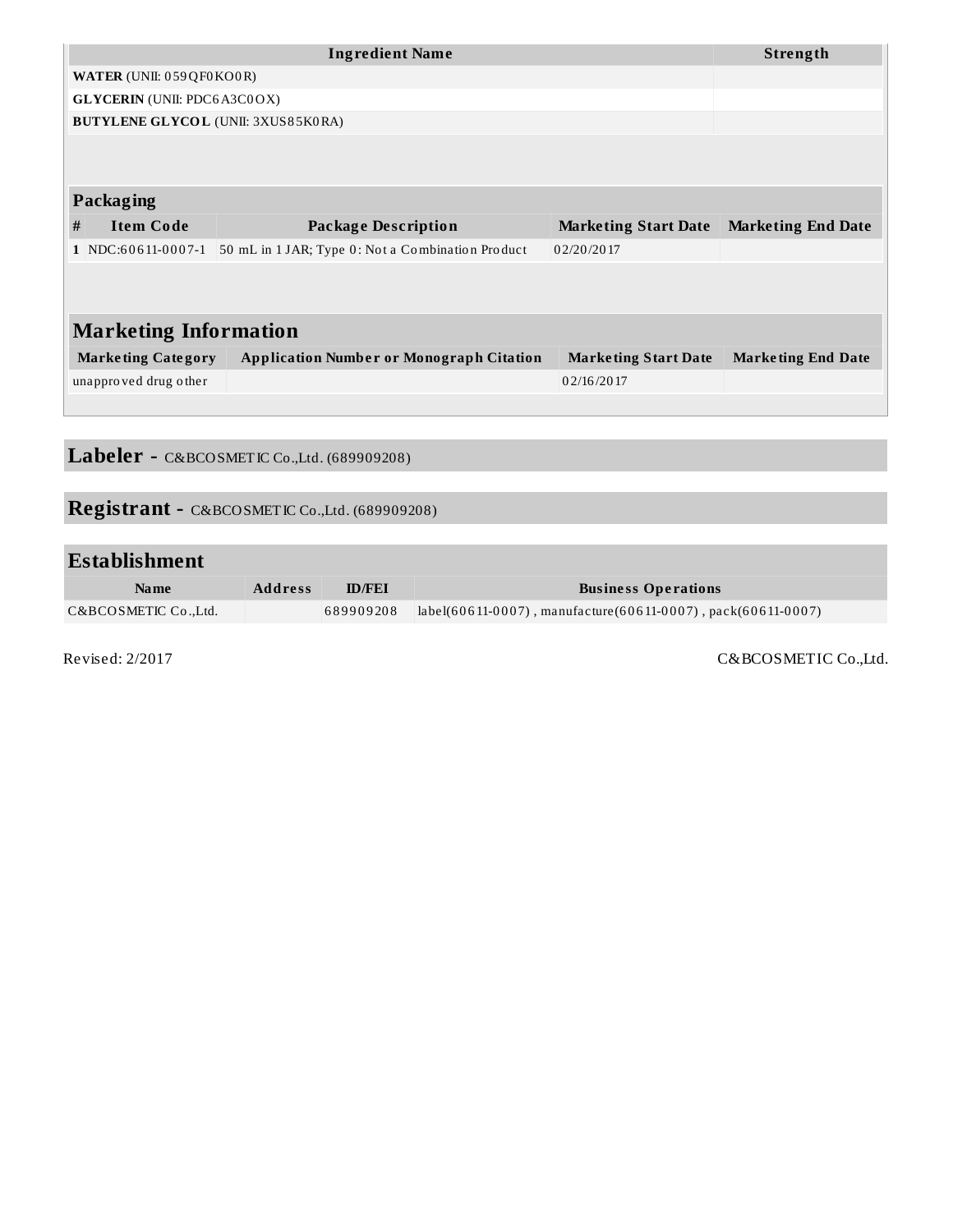| Ingredient Name | Strength |
| --- | --- |
| **WATER** (UNII: 059QF0KO0R) | |
| **GLYCERIN** (UNII: PDC6A3C0OX) | |
| **BUTYLENE GLYCOL** (UNII: 3XUS85K0RA) | |

### Packaging

| # | Item Code | Package Description | Marketing Start Date | Marketing End Date |
| --- | --- | --- | --- | --- |
| 1 | NDC:60611-0007-1 | 50 mL in 1 JAR; Type 0: Not a Combination Product | 02/20/2017 | |

## Marketing Information

| Marketing Category | Application Number or Monograph Citation | Marketing Start Date | Marketing End Date |
| --- | --- | --- | --- |
| unapproved drug other | | 02/16/2017 | |

## Labeler - C&BCOSMETIC Co.,Ltd. (689909208)

## Registrant - C&BCOSMETIC Co.,Ltd. (689909208)

## Establishment

| Name | Address | ID/FEI | Business Operations |
| --- | --- | --- | --- |
| C&BCOSMETIC Co.,Ltd. | | 689909208 | label(60611-0007) , manufacture(60611-0007) , pack(60611-0007) |

Revised: 2/2017

C&BCOSMETIC Co.,Ltd.